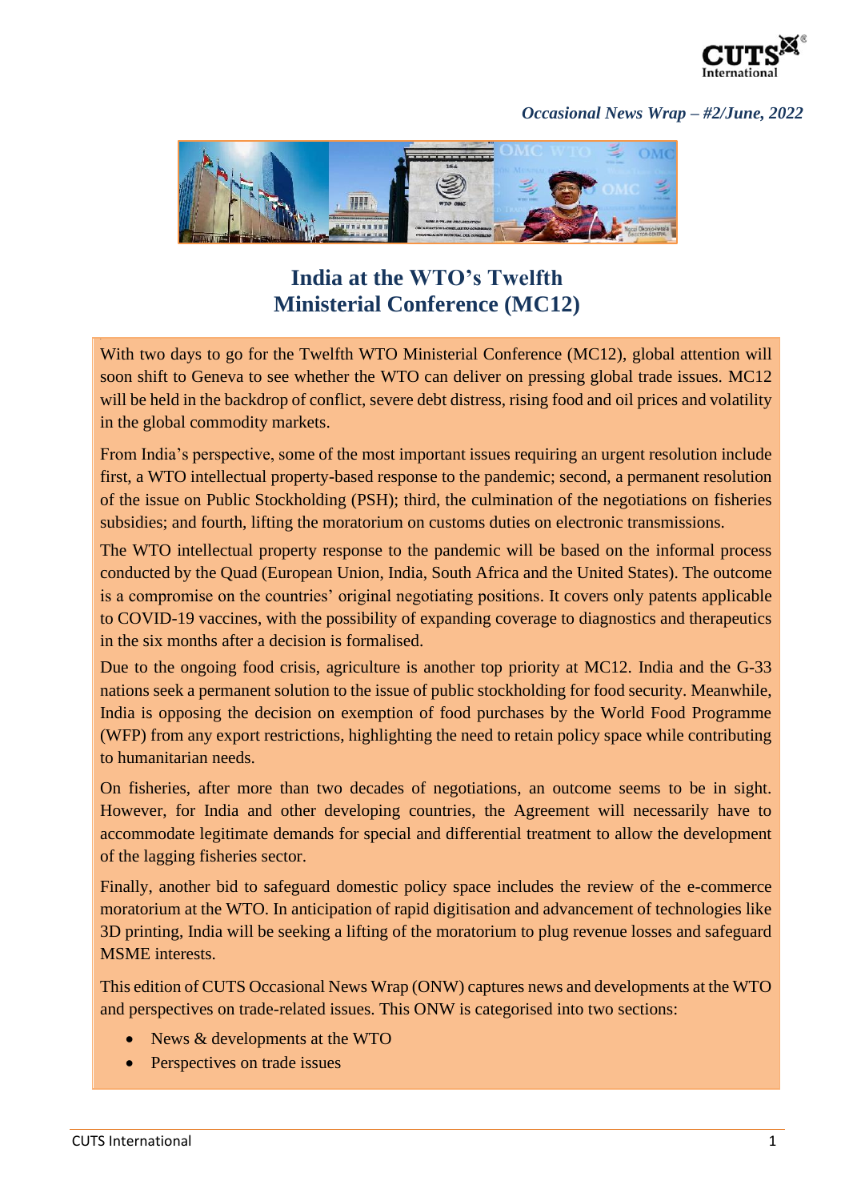*Occasional News Wrap – #2/June, 2022*

# India at the WTO's Twelfth Ministerial Conference (MC12)

With two days to go for the Twelfth WTO Ministerial Conference (MC12), global attention will soon shift to Geneva to see whether the WTO can deliver on pressing global trade issues. MC12 will be held in the backdrop of conflict, severe debt distress, rising food and oil prices and volatility in the global commodity markets.

From India's perspective, some of the most important issues requiring an urgent resolution include first, a WTO intellectual property-based response to the pandemic; second, a permanent resolution of the issue on Public Stockholding (PSH); third, the culmination of the negotiations on fisheries subsidies; and fourth, lifting the moratorium on customs duties on electronic transmissions.

The WTO intellectual property response to the pandemic will be based on the informal process conducted by the Quad (European Union, India, South Africa and the United States). The outcome is a compromise on the countries' original negotiating positions. It covers only patents applicable to COVID-19 vaccines, with the possibility of expanding coverage to diagnostics and therapeutics in the six months after a decision is formalised.

Due to the ongoing food crisis, agriculture is another top priority at MC12. India and the G-33 nations seek a permanent solution to the issue of public stockholding for food security. Meanwhile, India is opposing the decision on exemption of food purchases by the World Food Programme (WFP) from any export restrictions, highlighting the need to retain policy space while contributing to humanitarian needs.

On fisheries, after more than two decades of negotiations, an outcome seems to be in sight. However, for India and other developing countries, the Agreement will necessarily have to accommodate legitimate demands for special and differential treatment to allow the development of the lagging fisheries sector.

Finally, another bid to safeguard domestic policy space includes the review of the e-commerce moratorium at the WTO. In anticipation of rapid digitisation and advancement of technologies like 3D printing, India will be seeking a lifting of the moratorium to plug revenue losses and safeguard MSME interests.

This edition of CUTS Occasional News Wrap (ONW) captures news and developments at the WTO and perspectives on trade-related issues. This ONW is categorised into two sections:

- News & developments at the WTO
- Perspectives on trade issues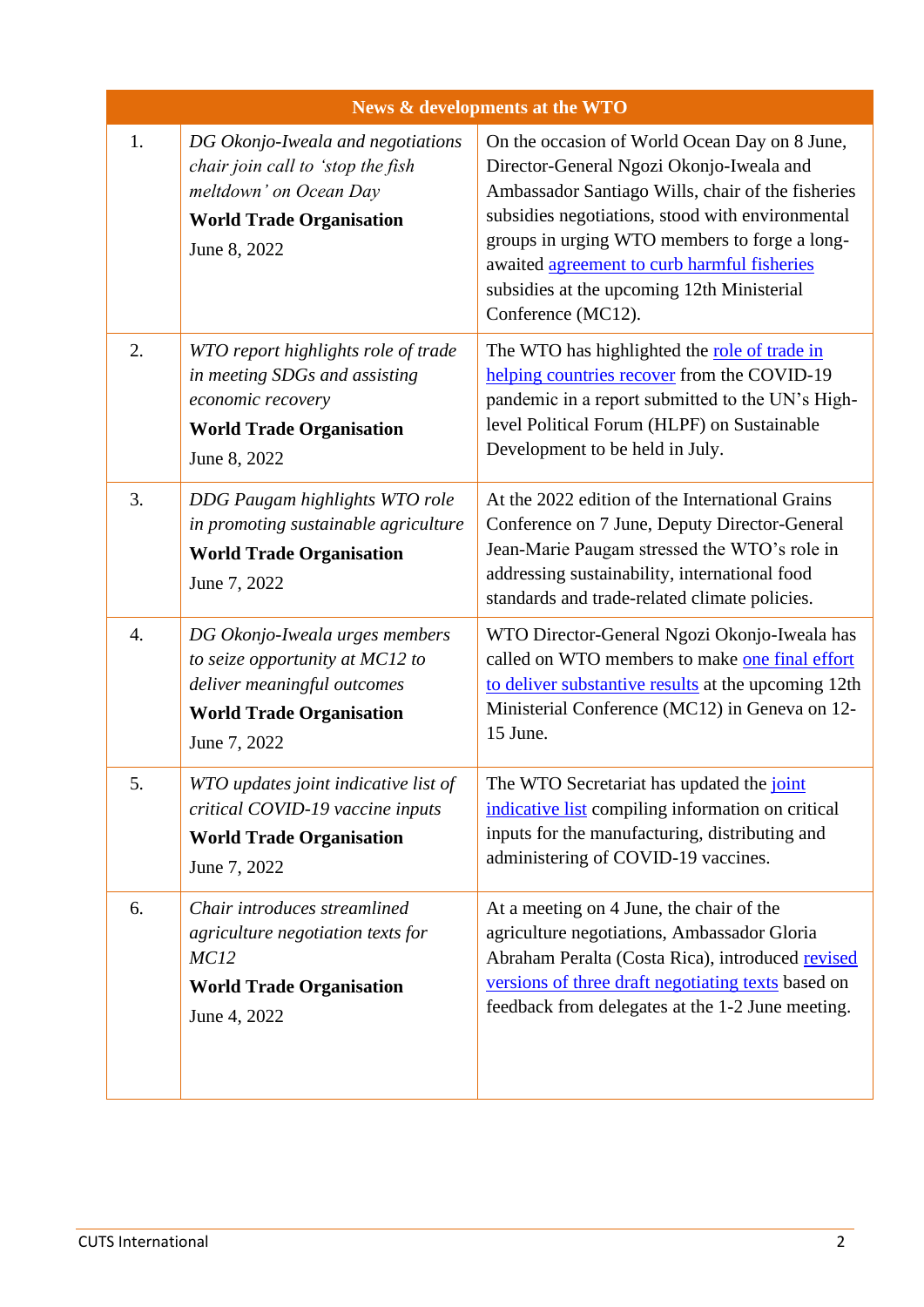| News & developments at the WTO | | |
|---|---|---|
| 1. | *DG Okonjo-Iweala and negotiations chair join call to 'stop the fish meltdown' on Ocean Day*<br>**World Trade Organisation**<br>June 8, 2022 | On the occasion of World Ocean Day on 8 June, Director-General Ngozi Okonjo-Iweala and Ambassador Santiago Wills, chair of the fisheries subsidies negotiations, stood with environmental groups in urging WTO members to forge a long-awaited agreement to curb harmful fisheries subsidies at the upcoming 12th Ministerial Conference (MC12). |
| 2. | *WTO report highlights role of trade in meeting SDGs and assisting economic recovery*<br>**World Trade Organisation**<br>June 8, 2022 | The WTO has highlighted the role of trade in helping countries recover from the COVID-19 pandemic in a report submitted to the UN's High-level Political Forum (HLPF) on Sustainable Development to be held in July. |
| 3. | *DDG Paugam highlights WTO role in promoting sustainable agriculture*<br>**World Trade Organisation**<br>June 7, 2022 | At the 2022 edition of the International Grains Conference on 7 June, Deputy Director-General Jean-Marie Paugam stressed the WTO's role in addressing sustainability, international food standards and trade-related climate policies. |
| 4. | *DG Okonjo-Iweala urges members to seize opportunity at MC12 to deliver meaningful outcomes*<br>**World Trade Organisation**<br>June 7, 2022 | WTO Director-General Ngozi Okonjo-Iweala has called on WTO members to make one final effort to deliver substantive results at the upcoming 12th Ministerial Conference (MC12) in Geneva on 12-15 June. |
| 5. | *WTO updates joint indicative list of critical COVID-19 vaccine inputs*<br>**World Trade Organisation**<br>June 7, 2022 | The WTO Secretariat has updated the joint indicative list compiling information on critical inputs for the manufacturing, distributing and administering of COVID-19 vaccines. |
| 6. | *Chair introduces streamlined agriculture negotiation texts for MC12*<br>**World Trade Organisation**<br>June 4, 2022 | At a meeting on 4 June, the chair of the agriculture negotiations, Ambassador Gloria Abraham Peralta (Costa Rica), introduced revised versions of three draft negotiating texts based on feedback from delegates at the 1-2 June meeting. |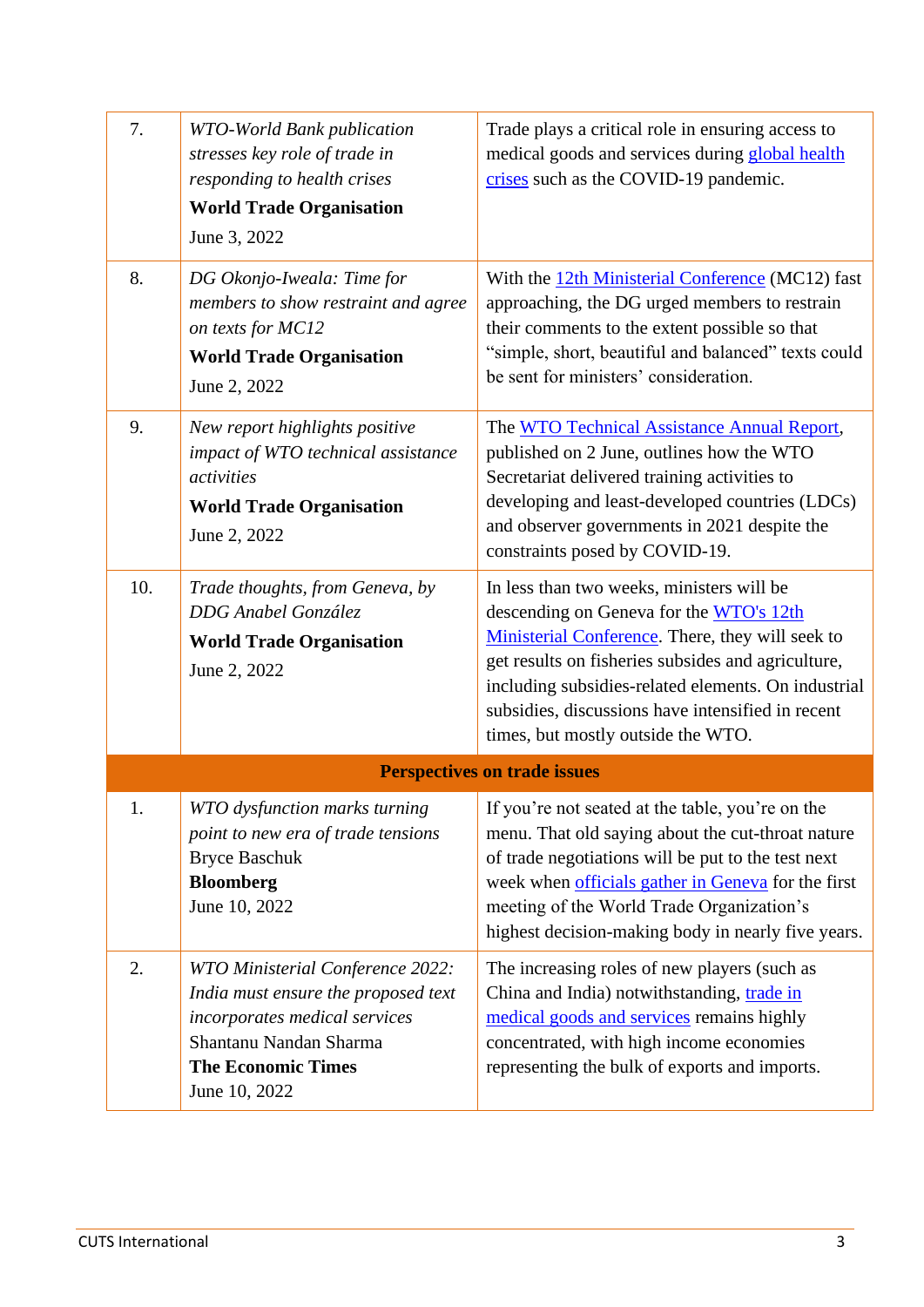| | | |
|---|---|---|
| 7. | *WTO-World Bank publication stresses key role of trade in responding to health crises*<br>**World Trade Organisation**<br>June 3, 2022 | Trade plays a critical role in ensuring access to medical goods and services during global health crises such as the COVID-19 pandemic. |
| 8. | *DG Okonjo-Iweala: Time for members to show restraint and agree on texts for MC12*<br>**World Trade Organisation**<br>June 2, 2022 | With the 12th Ministerial Conference (MC12) fast approaching, the DG urged members to restrain their comments to the extent possible so that "simple, short, beautiful and balanced" texts could be sent for ministers' consideration. |
| 9. | *New report highlights positive impact of WTO technical assistance activities*<br>**World Trade Organisation**<br>June 2, 2022 | The WTO Technical Assistance Annual Report, published on 2 June, outlines how the WTO Secretariat delivered training activities to developing and least-developed countries (LDCs) and observer governments in 2021 despite the constraints posed by COVID-19. |
| 10. | *Trade thoughts, from Geneva, by DDG Anabel González*<br>**World Trade Organisation**<br>June 2, 2022 | In less than two weeks, ministers will be descending on Geneva for the WTO's 12th Ministerial Conference. There, they will seek to get results on fisheries subsides and agriculture, including subsidies-related elements. On industrial subsidies, discussions have intensified in recent times, but mostly outside the WTO. |
| **Perspectives on trade issues** | | |
| 1. | *WTO dysfunction marks turning point to new era of trade tensions*<br>Bryce Baschuk<br>**Bloomberg**<br>June 10, 2022 | If you're not seated at the table, you're on the menu. That old saying about the cut-throat nature of trade negotiations will be put to the test next week when officials gather in Geneva for the first meeting of the World Trade Organization's highest decision-making body in nearly five years. |
| 2. | *WTO Ministerial Conference 2022: India must ensure the proposed text incorporates medical services*<br>Shantanu Nandan Sharma<br>**The Economic Times**<br>June 10, 2022 | The increasing roles of new players (such as China and India) notwithstanding, trade in medical goods and services remains highly concentrated, with high income economies representing the bulk of exports and imports. |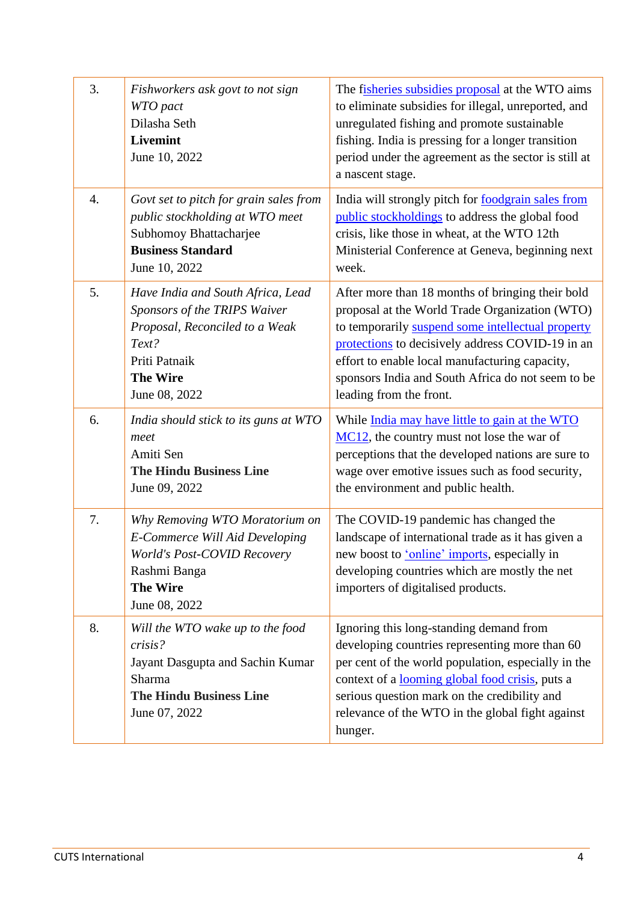| | | |
|---|---|---|
| 3. | *Fishworkers ask govt to not sign WTO pact*<br>Dilasha Seth<br>**Livemint**<br>June 10, 2022 | The fisheries subsidies proposal at the WTO aims to eliminate subsidies for illegal, unreported, and unregulated fishing and promote sustainable fishing. India is pressing for a longer transition period under the agreement as the sector is still at a nascent stage. |
| 4. | *Govt set to pitch for grain sales from public stockholding at WTO meet*<br>Subhomoy Bhattacharjee<br>**Business Standard**<br>June 10, 2022 | India will strongly pitch for foodgrain sales from public stockholdings to address the global food crisis, like those in wheat, at the WTO 12th Ministerial Conference at Geneva, beginning next week. |
| 5. | *Have India and South Africa, Lead Sponsors of the TRIPS Waiver Proposal, Reconciled to a Weak Text?*<br>Priti Patnaik<br>**The Wire**<br>June 08, 2022 | After more than 18 months of bringing their bold proposal at the World Trade Organization (WTO) to temporarily suspend some intellectual property protections to decisively address COVID-19 in an effort to enable local manufacturing capacity, sponsors India and South Africa do not seem to be leading from the front. |
| 6. | *India should stick to its guns at WTO meet*<br>Amiti Sen<br>**The Hindu Business Line**<br>June 09, 2022 | While India may have little to gain at the WTO MC12, the country must not lose the war of perceptions that the developed nations are sure to wage over emotive issues such as food security, the environment and public health. |
| 7. | *Why Removing WTO Moratorium on E-Commerce Will Aid Developing World's Post-COVID Recovery*<br>Rashmi Banga<br>**The Wire**<br>June 08, 2022 | The COVID-19 pandemic has changed the landscape of international trade as it has given a new boost to 'online' imports, especially in developing countries which are mostly the net importers of digitalised products. |
| 8. | *Will the WTO wake up to the food crisis?*<br>Jayant Dasgupta and Sachin Kumar Sharma<br>**The Hindu Business Line**<br>June 07, 2022 | Ignoring this long-standing demand from developing countries representing more than 60 per cent of the world population, especially in the context of a looming global food crisis, puts a serious question mark on the credibility and relevance of the WTO in the global fight against hunger. |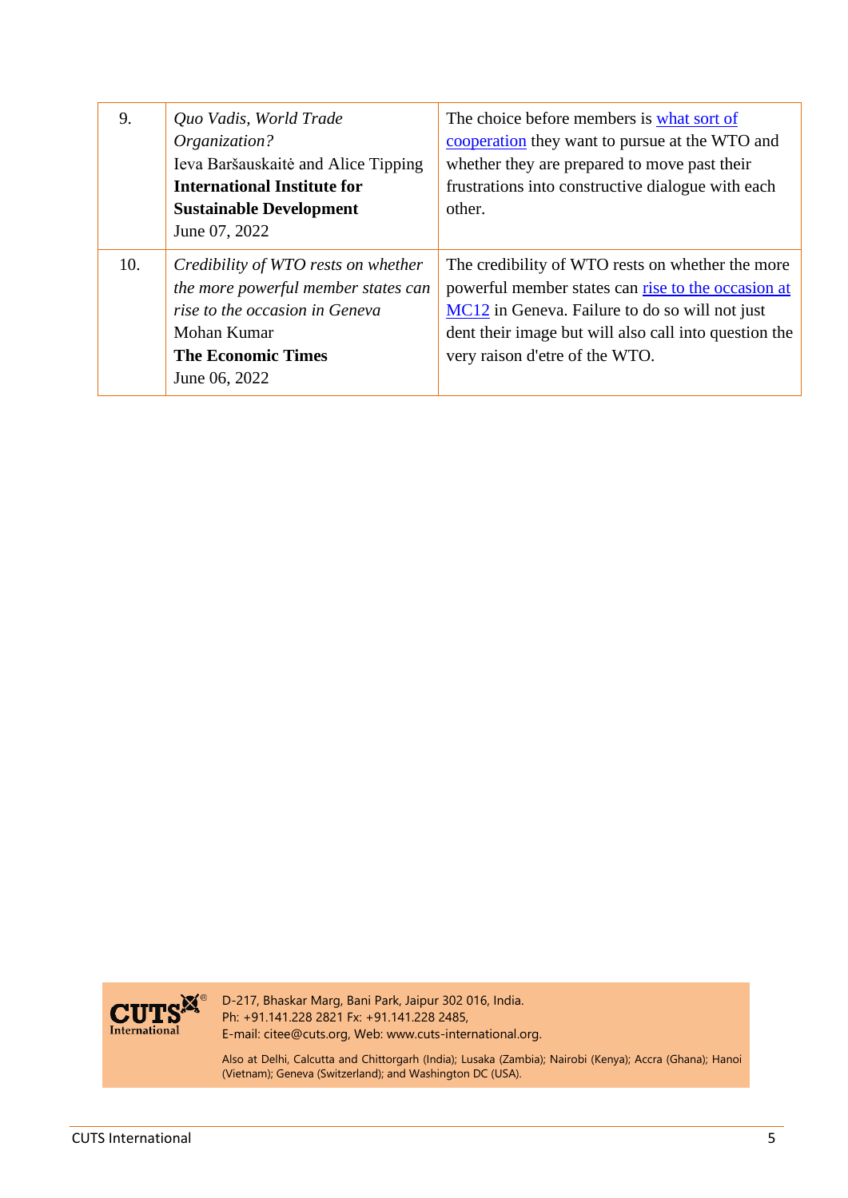| | | |
|---|---|---|
| 9. | *Quo Vadis, World Trade Organization?*<br>Ieva Baršauskaitė and Alice Tipping<br>**International Institute for Sustainable Development**<br>June 07, 2022 | The choice before members is what sort of cooperation they want to pursue at the WTO and whether they are prepared to move past their frustrations into constructive dialogue with each other. |
| 10. | *Credibility of WTO rests on whether the more powerful member states can rise to the occasion in Geneva*<br>Mohan Kumar<br>**The Economic Times**<br>June 06, 2022 | The credibility of WTO rests on whether the more powerful member states can rise to the occasion at MC12 in Geneva. Failure to do so will not just dent their image but will also call into question the very raison d'etre of the WTO. |

CUTS International

D-217, Bhaskar Marg, Bani Park, Jaipur 302 016, India.
Ph: +91.141.228 2821 Fx: +91.141.228 2485,
E-mail: citee@cuts.org, Web: www.cuts-international.org.

Also at Delhi, Calcutta and Chittorgarh (India); Lusaka (Zambia); Nairobi (Kenya); Accra (Ghana); Hanoi (Vietnam); Geneva (Switzerland); and Washington DC (USA).